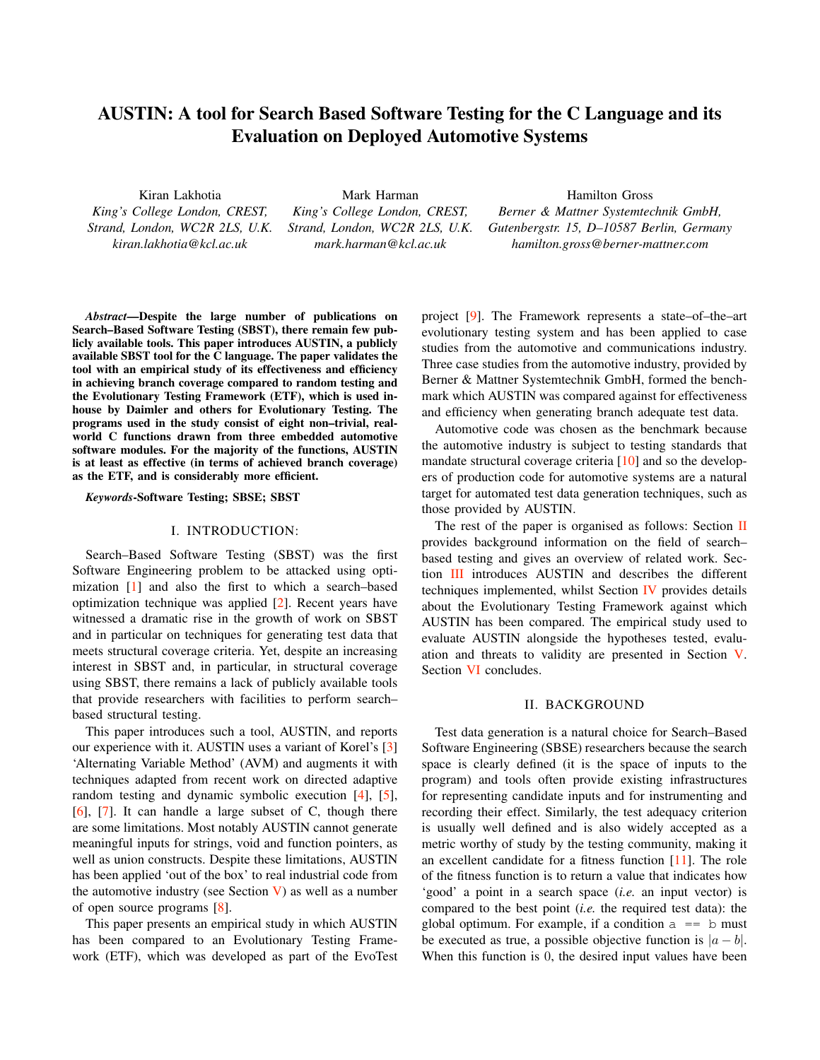# AUSTIN: A tool for Search Based Software Testing for the C Language and its Evaluation on Deployed Automotive Systems

Kiran Lakhotia
*King's College London, CREST,*
*Strand, London, WC2R 2LS, U.K.*
*kiran.lakhotia@kcl.ac.uk*

Mark Harman
*King's College London, CREST,*
*Strand, London, WC2R 2LS, U.K.*
*mark.harman@kcl.ac.uk*

Hamilton Gross
*Berner & Mattner Systemtechnik GmbH,*
*Gutenbergstr. 15, D–10587 Berlin, Germany*
*hamilton.gross@berner-mattner.com*

***Abstract*—Despite the large number of publications on Search–Based Software Testing (SBST), there remain few publicly available tools. This paper introduces AUSTIN, a publicly available SBST tool for the C language. The paper validates the tool with an empirical study of its effectiveness and efficiency in achieving branch coverage compared to random testing and the Evolutionary Testing Framework (ETF), which is used in-house by Daimler and others for Evolutionary Testing. The programs used in the study consist of eight non–trivial, real-world C functions drawn from three embedded automotive software modules. For the majority of the functions, AUSTIN is at least as effective (in terms of achieved branch coverage) as the ETF, and is considerably more efficient.**

***Keywords*-Software Testing; SBSE; SBST**

## I. INTRODUCTION:

Search–Based Software Testing (SBST) was the first Software Engineering problem to be attacked using optimization [1] and also the first to which a search–based optimization technique was applied [2]. Recent years have witnessed a dramatic rise in the growth of work on SBST and in particular on techniques for generating test data that meets structural coverage criteria. Yet, despite an increasing interest in SBST and, in particular, in structural coverage using SBST, there remains a lack of publicly available tools that provide researchers with facilities to perform search–based structural testing.

This paper introduces such a tool, AUSTIN, and reports our experience with it. AUSTIN uses a variant of Korel's [3] 'Alternating Variable Method' (AVM) and augments it with techniques adapted from recent work on directed adaptive random testing and dynamic symbolic execution [4], [5], [6], [7]. It can handle a large subset of C, though there are some limitations. Most notably AUSTIN cannot generate meaningful inputs for strings, void and function pointers, as well as union constructs. Despite these limitations, AUSTIN has been applied 'out of the box' to real industrial code from the automotive industry (see Section V) as well as a number of open source programs [8].

This paper presents an empirical study in which AUSTIN has been compared to an Evolutionary Testing Framework (ETF), which was developed as part of the EvoTest project [9]. The Framework represents a state–of–the–art evolutionary testing system and has been applied to case studies from the automotive and communications industry. Three case studies from the automotive industry, provided by Berner & Mattner Systemtechnik GmbH, formed the benchmark which AUSTIN was compared against for effectiveness and efficiency when generating branch adequate test data.

Automotive code was chosen as the benchmark because the automotive industry is subject to testing standards that mandate structural coverage criteria [10] and so the developers of production code for automotive systems are a natural target for automated test data generation techniques, such as those provided by AUSTIN.

The rest of the paper is organised as follows: Section II provides background information on the field of search–based testing and gives an overview of related work. Section III introduces AUSTIN and describes the different techniques implemented, whilst Section IV provides details about the Evolutionary Testing Framework against which AUSTIN has been compared. The empirical study used to evaluate AUSTIN alongside the hypotheses tested, evaluation and threats to validity are presented in Section V. Section VI concludes.

## II. BACKGROUND

Test data generation is a natural choice for Search–Based Software Engineering (SBSE) researchers because the search space is clearly defined (it is the space of inputs to the program) and tools often provide existing infrastructures for representing candidate inputs and for instrumenting and recording their effect. Similarly, the test adequacy criterion is usually well defined and is also widely accepted as a metric worthy of study by the testing community, making it an excellent candidate for a fitness function [11]. The role of the fitness function is to return a value that indicates how 'good' a point in a search space (*i.e.* an input vector) is compared to the best point (*i.e.* the required test data): the global optimum. For example, if a condition `a == b` must be executed as true, a possible objective function is $|a - b|$. When this function is $0$, the desired input values have been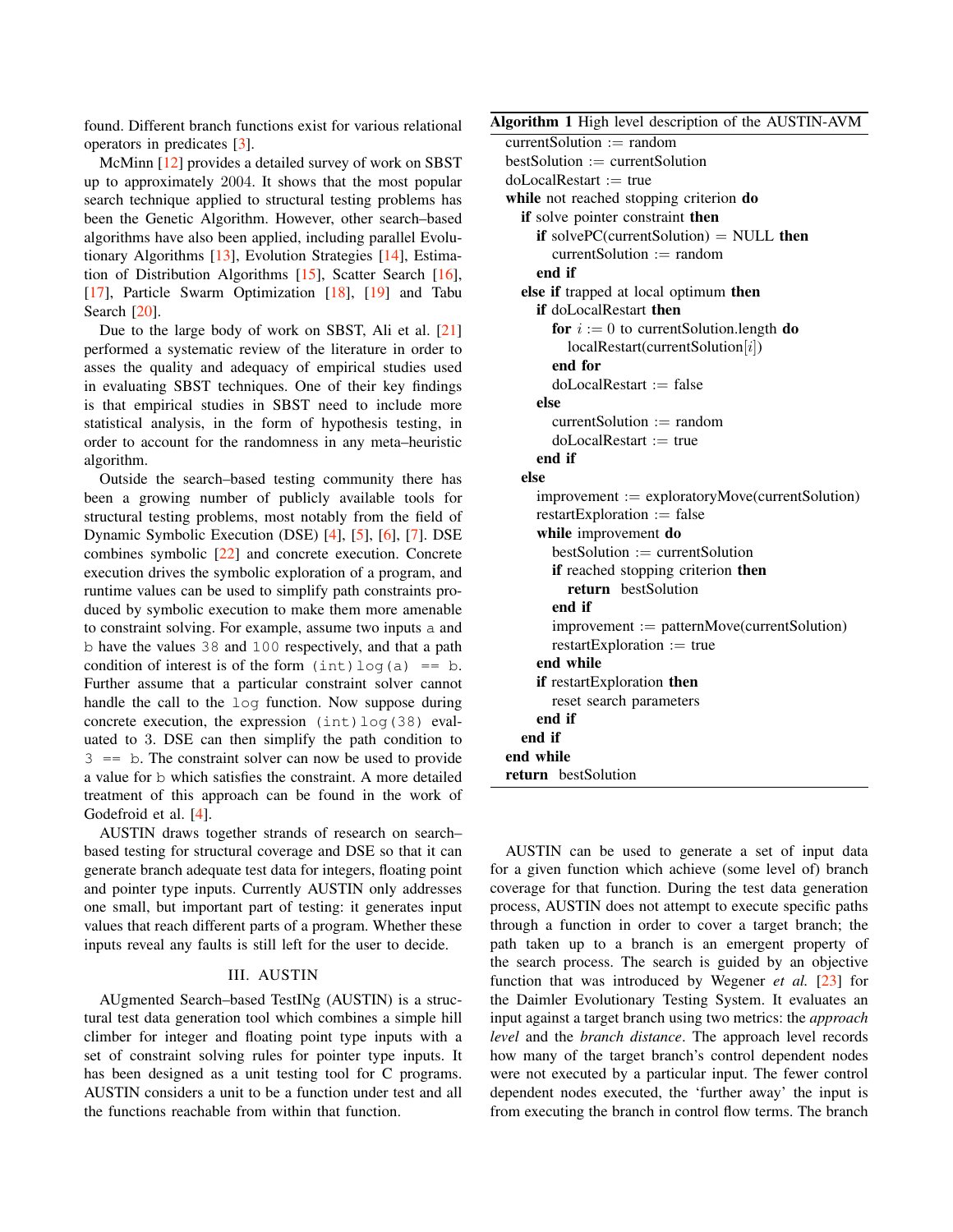found. Different branch functions exist for various relational operators in predicates [3].

McMinn [12] provides a detailed survey of work on SBST up to approximately 2004. It shows that the most popular search technique applied to structural testing problems has been the Genetic Algorithm. However, other search–based algorithms have also been applied, including parallel Evolutionary Algorithms [13], Evolution Strategies [14], Estimation of Distribution Algorithms [15], Scatter Search [16], [17], Particle Swarm Optimization [18], [19] and Tabu Search [20].

Due to the large body of work on SBST, Ali et al. [21] performed a systematic review of the literature in order to asses the quality and adequacy of empirical studies used in evaluating SBST techniques. One of their key findings is that empirical studies in SBST need to include more statistical analysis, in the form of hypothesis testing, in order to account for the randomness in any meta–heuristic algorithm.

Outside the search–based testing community there has been a growing number of publicly available tools for structural testing problems, most notably from the field of Dynamic Symbolic Execution (DSE) [4], [5], [6], [7]. DSE combines symbolic [22] and concrete execution. Concrete execution drives the symbolic exploration of a program, and runtime values can be used to simplify path constraints produced by symbolic execution to make them more amenable to constraint solving. For example, assume two inputs `a` and `b` have the values `38` and `100` respectively, and that a path condition of interest is of the form `(int)log(a) == b`. Further assume that a particular constraint solver cannot handle the call to the `log` function. Now suppose during concrete execution, the expression `(int)log(38)` evaluated to 3. DSE can then simplify the path condition to `3 == b`. The constraint solver can now be used to provide a value for `b` which satisfies the constraint. A more detailed treatment of this approach can be found in the work of Godefroid et al. [4].

AUSTIN draws together strands of research on search–based testing for structural coverage and DSE so that it can generate branch adequate test data for integers, floating point and pointer type inputs. Currently AUSTIN only addresses one small, but important part of testing: it generates input values that reach different parts of a program. Whether these inputs reveal any faults is still left for the user to decide.

## III. AUSTIN

AUgmented Search–based TestINg (AUSTIN) is a structural test data generation tool which combines a simple hill climber for integer and floating point type inputs with a set of constraint solving rules for pointer type inputs. It has been designed as a unit testing tool for C programs. AUSTIN considers a unit to be a function under test and all the functions reachable from within that function.

**Algorithm 1** High level description of the AUSTIN-AVM

```
currentSolution := random
bestSolution := currentSolution
doLocalRestart := true
while not reached stopping criterion do
  if solve pointer constraint then
    if solvePC(currentSolution) = NULL then
      currentSolution := random
    end if
  else if trapped at local optimum then
    if doLocalRestart then
      for i := 0 to currentSolution.length do
        localRestart(currentSolution[i])
      end for
      doLocalRestart := false
    else
      currentSolution := random
      doLocalRestart := true
    end if
  else
    improvement := exploratoryMove(currentSolution)
    restartExploration := false
    while improvement do
      bestSolution := currentSolution
      if reached stopping criterion then
        return bestSolution
      end if
      improvement := patternMove(currentSolution)
      restartExploration := true
    end while
    if restartExploration then
      reset search parameters
    end if
  end if
end while
return bestSolution
```

AUSTIN can be used to generate a set of input data for a given function which achieve (some level of) branch coverage for that function. During the test data generation process, AUSTIN does not attempt to execute specific paths through a function in order to cover a target branch; the path taken up to a branch is an emergent property of the search process. The search is guided by an objective function that was introduced by Wegener *et al.* [23] for the Daimler Evolutionary Testing System. It evaluates an input against a target branch using two metrics: the *approach level* and the *branch distance*. The approach level records how many of the target branch's control dependent nodes were not executed by a particular input. The fewer control dependent nodes executed, the 'further away' the input is from executing the branch in control flow terms. The branch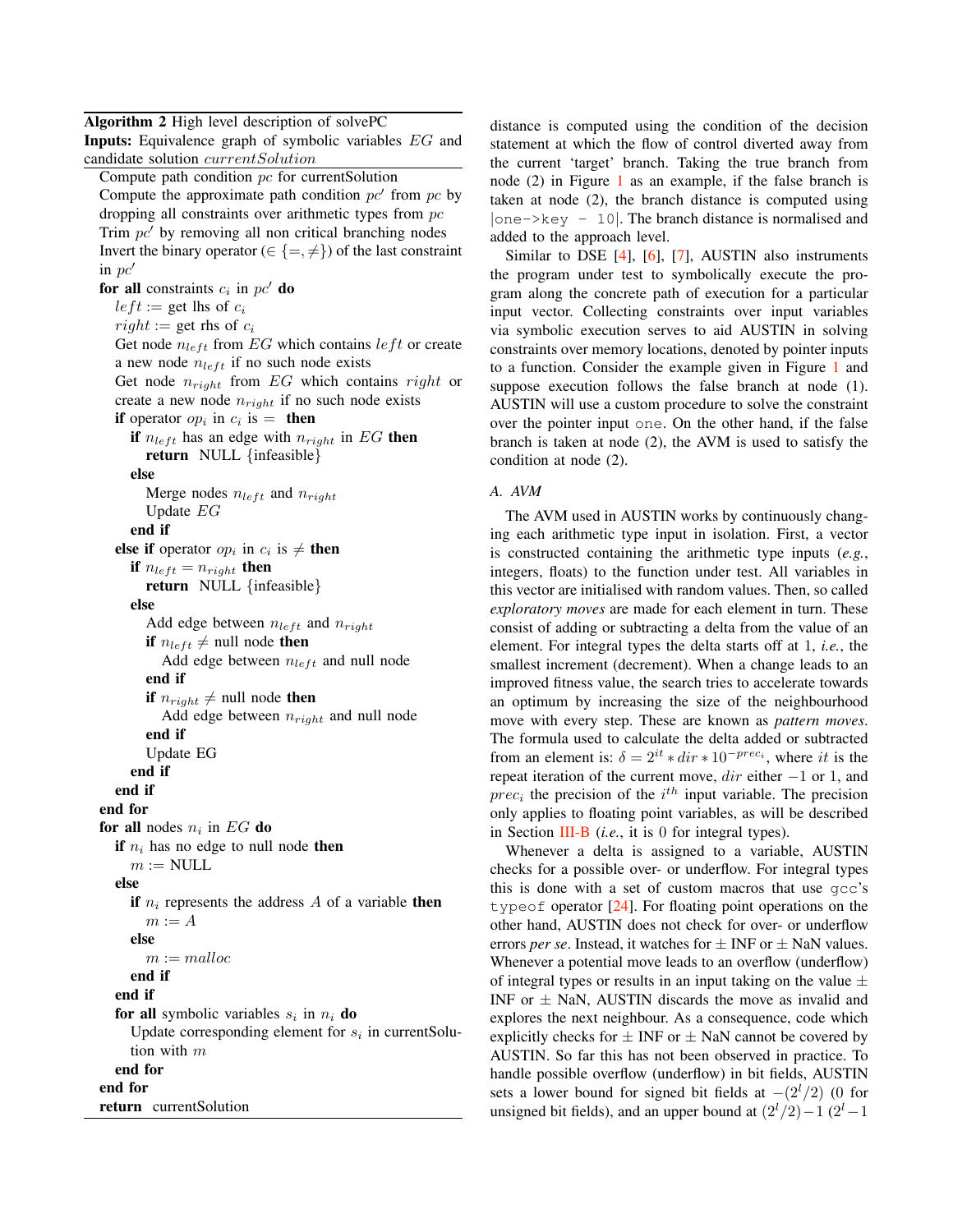**Algorithm 2** High level description of solvePC

**Inputs:** Equivalence graph of symbolic variables $EG$ and candidate solution $currentSolution$

```
Compute path condition pc for currentSolution
Compute the approximate path condition pc' from pc by
  dropping all constraints over arithmetic types from pc
Trim pc' by removing all non critical branching nodes
Invert the binary operator (∈ {=, ≠}) of the last constraint
  in pc'
for all constraints c_i in pc' do
  left := get lhs of c_i
  right := get rhs of c_i
  Get node n_left from EG which contains left or create
    a new node n_left if no such node exists
  Get node n_right from EG which contains right or
    create a new node n_right if no such node exists
  if operator op_i in c_i is = then
    if n_left has an edge with n_right in EG then
      return NULL {infeasible}
    else
      Merge nodes n_left and n_right
      Update EG
    end if
  else if operator op_i in c_i is ≠ then
    if n_left = n_right then
      return NULL {infeasible}
    else
      Add edge between n_left and n_right
      if n_left ≠ null node then
        Add edge between n_left and null node
      end if
      if n_right ≠ null node then
        Add edge between n_right and null node
      end if
      Update EG
    end if
  end if
end for
for all nodes n_i in EG do
  if n_i has no edge to null node then
    m := NULL
  else
    if n_i represents the address A of a variable then
      m := A
    else
      m := malloc
    end if
  end if
  for all symbolic variables s_i in n_i do
    Update corresponding element for s_i in currentSolu-
      tion with m
  end for
end for
return currentSolution
```

distance is computed using the condition of the decision statement at which the flow of control diverted away from the current 'target' branch. Taking the true branch from node (2) in Figure 1 as an example, if the false branch is taken at node (2), the branch distance is computed using `|one->key - 10|`. The branch distance is normalised and added to the approach level.

Similar to DSE [4], [6], [7], AUSTIN also instruments the program under test to symbolically execute the program along the concrete path of execution for a particular input vector. Collecting constraints over input variables via symbolic execution serves to aid AUSTIN in solving constraints over memory locations, denoted by pointer inputs to a function. Consider the example given in Figure 1 and suppose execution follows the false branch at node (1). AUSTIN will use a custom procedure to solve the constraint over the pointer input `one`. On the other hand, if the false branch is taken at node (2), the AVM is used to satisfy the condition at node (2).

### A. AVM

The AVM used in AUSTIN works by continuously changing each arithmetic type input in isolation. First, a vector is constructed containing the arithmetic type inputs (*e.g.*, integers, floats) to the function under test. All variables in this vector are initialised with random values. Then, so called *exploratory moves* are made for each element in turn. These consist of adding or subtracting a delta from the value of an element. For integral types the delta starts off at 1, *i.e.*, the smallest increment (decrement). When a change leads to an improved fitness value, the search tries to accelerate towards an optimum by increasing the size of the neighbourhood move with every step. These are known as *pattern moves*. The formula used to calculate the delta added or subtracted from an element is: $\delta = 2^{it} * dir * 10^{-prec_i}$, where $it$ is the repeat iteration of the current move, $dir$ either $-1$ or 1, and $prec_i$ the precision of the $i^{th}$ input variable. The precision only applies to floating point variables, as will be described in Section III-B (*i.e.*, it is 0 for integral types).

Whenever a delta is assigned to a variable, AUSTIN checks for a possible over- or underflow. For integral types this is done with a set of custom macros that use `gcc`'s `typeof` operator [24]. For floating point operations on the other hand, AUSTIN does not check for over- or underflow errors *per se*. Instead, it watches for ± INF or ± NaN values. Whenever a potential move leads to an overflow (underflow) of integral types or results in an input taking on the value ± INF or ± NaN, AUSTIN discards the move as invalid and explores the next neighbour. As a consequence, code which explicitly checks for ± INF or ± NaN cannot be covered by AUSTIN. So far this has not been observed in practice. To handle possible overflow (underflow) in bit fields, AUSTIN sets a lower bound for signed bit fields at $-(2^l/2)$ (0 for unsigned bit fields), and an upper bound at $(2^l/2)-1$ ($2^l-1$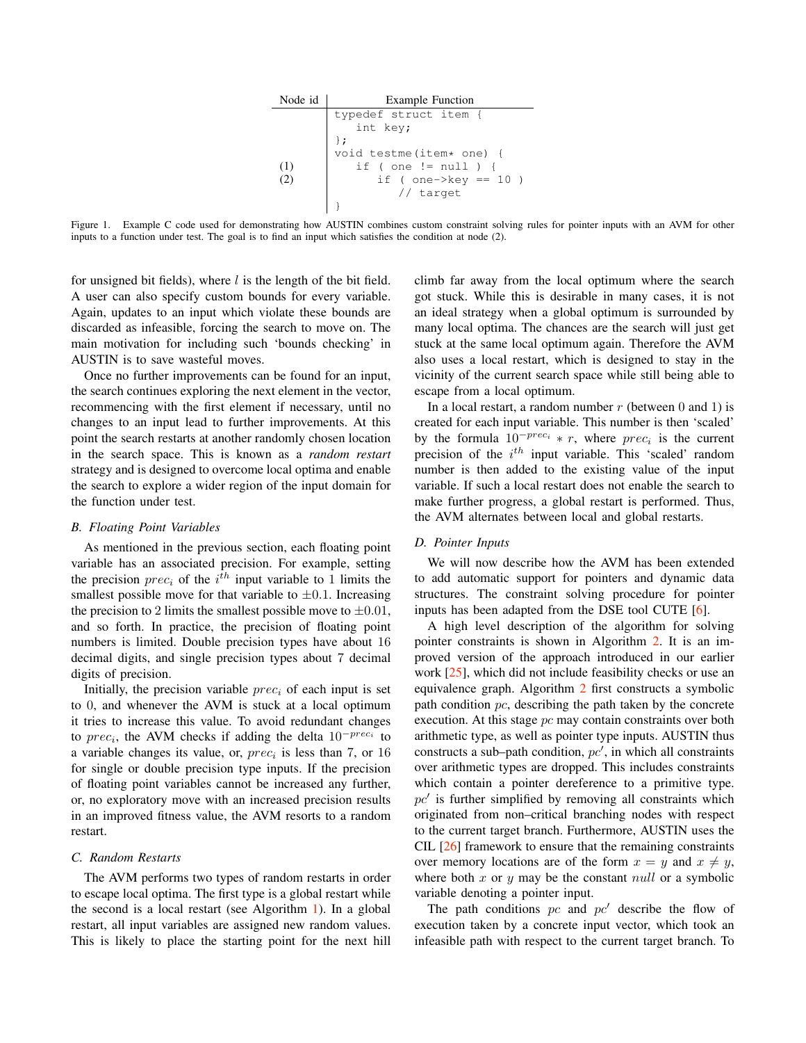| Node id | Example Function |
|---|---|
| | `typedef struct item {` |
| | `int key;` |
| | `};` |
| | `void testme(item* one) {` |
| (1) | `if ( one != null ) {` |
| (2) | `if ( one->key == 10 )` |
| | `// target` |
| | `}` |

Figure 1. Example C code used for demonstrating how AUSTIN combines custom constraint solving rules for pointer inputs with an AVM for other inputs to a function under test. The goal is to find an input which satisfies the condition at node (2).

for unsigned bit fields), where $l$ is the length of the bit field. A user can also specify custom bounds for every variable. Again, updates to an input which violate these bounds are discarded as infeasible, forcing the search to move on. The main motivation for including such 'bounds checking' in AUSTIN is to save wasteful moves.

Once no further improvements can be found for an input, the search continues exploring the next element in the vector, recommencing with the first element if necessary, until no changes to an input lead to further improvements. At this point the search restarts at another randomly chosen location in the search space. This is known as a *random restart* strategy and is designed to overcome local optima and enable the search to explore a wider region of the input domain for the function under test.

### B. Floating Point Variables

As mentioned in the previous section, each floating point variable has an associated precision. For example, setting the precision $prec_i$ of the $i^{th}$ input variable to 1 limits the smallest possible move for that variable to $\pm 0.1$. Increasing the precision to 2 limits the smallest possible move to $\pm 0.01$, and so forth. In practice, the precision of floating point numbers is limited. Double precision types have about 16 decimal digits, and single precision types about 7 decimal digits of precision.

Initially, the precision variable $prec_i$ of each input is set to 0, and whenever the AVM is stuck at a local optimum it tries to increase this value. To avoid redundant changes to $prec_i$, the AVM checks if adding the delta $10^{-prec_i}$ to a variable changes its value, or, $prec_i$ is less than 7, or 16 for single or double precision type inputs. If the precision of floating point variables cannot be increased any further, or, no exploratory move with an increased precision results in an improved fitness value, the AVM resorts to a random restart.

### C. Random Restarts

The AVM performs two types of random restarts in order to escape local optima. The first type is a global restart while the second is a local restart (see Algorithm 1). In a global restart, all input variables are assigned new random values. This is likely to place the starting point for the next hill climb far away from the local optimum where the search got stuck. While this is desirable in many cases, it is not an ideal strategy when a global optimum is surrounded by many local optima. The chances are the search will just get stuck at the same local optimum again. Therefore the AVM also uses a local restart, which is designed to stay in the vicinity of the current search space while still being able to escape from a local optimum.

In a local restart, a random number $r$ (between 0 and 1) is created for each input variable. This number is then 'scaled' by the formula $10^{-prec_i} * r$, where $prec_i$ is the current precision of the $i^{th}$ input variable. This 'scaled' random number is then added to the existing value of the input variable. If such a local restart does not enable the search to make further progress, a global restart is performed. Thus, the AVM alternates between local and global restarts.

### D. Pointer Inputs

We will now describe how the AVM has been extended to add automatic support for pointers and dynamic data structures. The constraint solving procedure for pointer inputs has been adapted from the DSE tool CUTE [6].

A high level description of the algorithm for solving pointer constraints is shown in Algorithm 2. It is an improved version of the approach introduced in our earlier work [25], which did not include feasibility checks or use an equivalence graph. Algorithm 2 first constructs a symbolic path condition $pc$, describing the path taken by the concrete execution. At this stage $pc$ may contain constraints over both arithmetic type, as well as pointer type inputs. AUSTIN thus constructs a sub–path condition, $pc'$, in which all constraints over arithmetic types are dropped. This includes constraints which contain a pointer dereference to a primitive type. $pc'$ is further simplified by removing all constraints which originated from non–critical branching nodes with respect to the current target branch. Furthermore, AUSTIN uses the CIL [26] framework to ensure that the remaining constraints over memory locations are of the form $x = y$ and $x \neq y$, where both $x$ or $y$ may be the constant $null$ or a symbolic variable denoting a pointer input.

The path conditions $pc$ and $pc'$ describe the flow of execution taken by a concrete input vector, which took an infeasible path with respect to the current target branch. To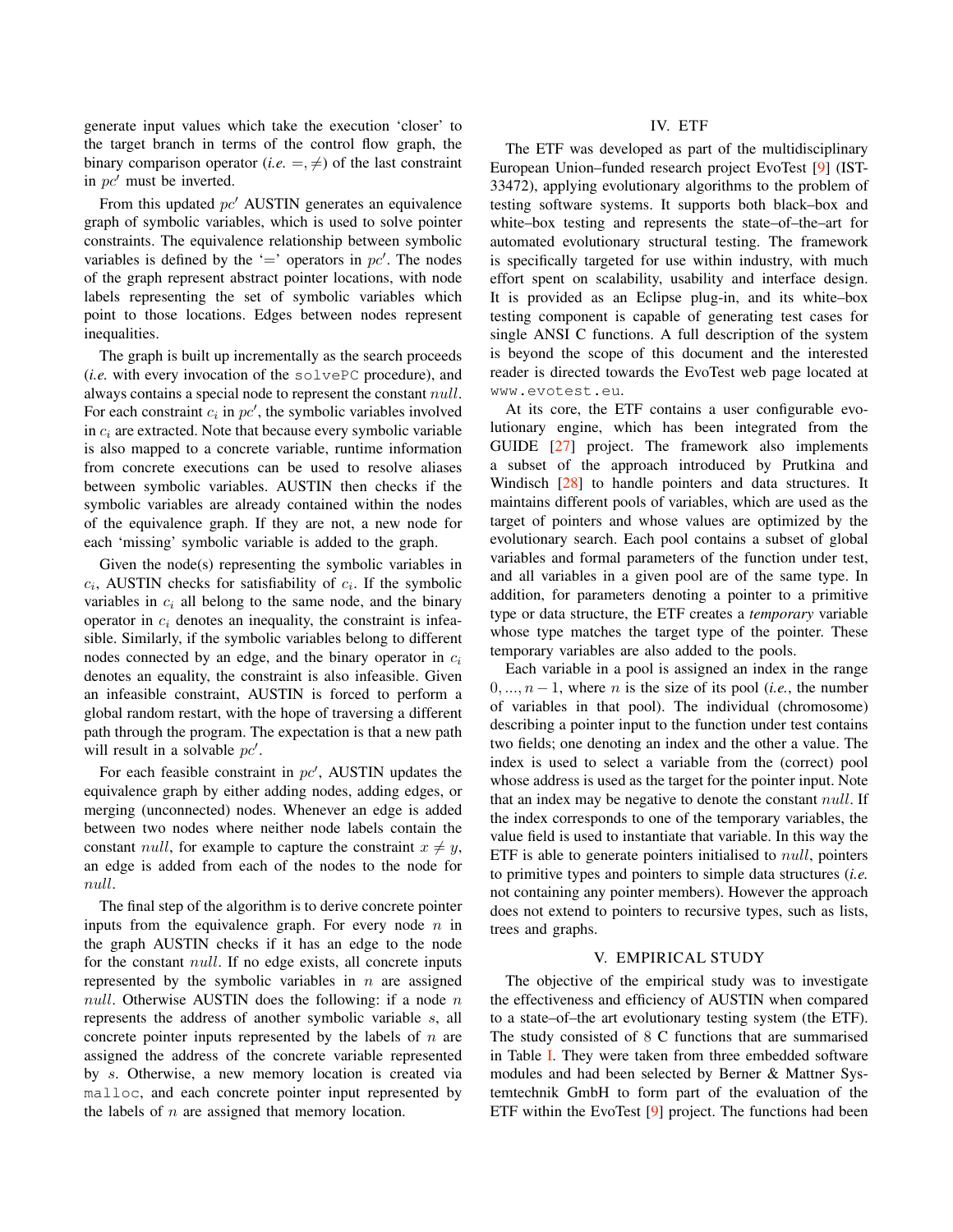generate input values which take the execution 'closer' to the target branch in the control flow graph, the binary comparison operator (*i.e.* $=, \neq$) of the last constraint in $pc'$ must be inverted.

From this updated $pc'$ AUSTIN generates an equivalence graph of symbolic variables, which is used to solve pointer constraints. The equivalence relationship between symbolic variables is defined by the '$=$' operators in $pc'$. The nodes of the graph represent abstract pointer locations, with node labels representing the set of symbolic variables which point to those locations. Edges between nodes represent inequalities.

The graph is built up incrementally as the search proceeds (*i.e.* with every invocation of the `solvePC` procedure), and always contains a special node to represent the constant $null$. For each constraint $c_i$ in $pc'$, the symbolic variables involved in $c_i$ are extracted. Note that because every symbolic variable is also mapped to a concrete variable, runtime information from concrete executions can be used to resolve aliases between symbolic variables. AUSTIN then checks if the symbolic variables are already contained within the nodes of the equivalence graph. If they are not, a new node for each 'missing' symbolic variable is added to the graph.

Given the node(s) representing the symbolic variables in $c_i$, AUSTIN checks for satisfiability of $c_i$. If the symbolic variables in $c_i$ all belong to the same node, and the binary operator in $c_i$ denotes an inequality, the constraint is infeasible. Similarly, if the symbolic variables belong to different nodes connected by an edge, and the binary operator in $c_i$ denotes an equality, the constraint is also infeasible. Given an infeasible constraint, AUSTIN is forced to perform a global random restart, with the hope of traversing a different path through the program. The expectation is that a new path will result in a solvable $pc'$.

For each feasible constraint in $pc'$, AUSTIN updates the equivalence graph by either adding nodes, adding edges, or merging (unconnected) nodes. Whenever an edge is added between two nodes where neither node labels contain the constant $null$, for example to capture the constraint $x \neq y$, an edge is added from each of the nodes to the node for $null$.

The final step of the algorithm is to derive concrete pointer inputs from the equivalence graph. For every node $n$ in the graph AUSTIN checks if it has an edge to the node for the constant $null$. If no edge exists, all concrete inputs represented by the symbolic variables in $n$ are assigned $null$. Otherwise AUSTIN does the following: if a node $n$ represents the address of another symbolic variable $s$, all concrete pointer inputs represented by the labels of $n$ are assigned the address of the concrete variable represented by $s$. Otherwise, a new memory location is created via `malloc`, and each concrete pointer input represented by the labels of $n$ are assigned that memory location.

## IV. ETF

The ETF was developed as part of the multidisciplinary European Union–funded research project EvoTest [9] (IST-33472), applying evolutionary algorithms to the problem of testing software systems. It supports both black–box and white–box testing and represents the state–of–the–art for automated evolutionary structural testing. The framework is specifically targeted for use within industry, with much effort spent on scalability, usability and interface design. It is provided as an Eclipse plug-in, and its white–box testing component is capable of generating test cases for single ANSI C functions. A full description of the system is beyond the scope of this document and the interested reader is directed towards the EvoTest web page located at `www.evotest.eu`.

At its core, the ETF contains a user configurable evolutionary engine, which has been integrated from the GUIDE [27] project. The framework also implements a subset of the approach introduced by Prutkina and Windisch [28] to handle pointers and data structures. It maintains different pools of variables, which are used as the target of pointers and whose values are optimized by the evolutionary search. Each pool contains a subset of global variables and formal parameters of the function under test, and all variables in a given pool are of the same type. In addition, for parameters denoting a pointer to a primitive type or data structure, the ETF creates a *temporary* variable whose type matches the target type of the pointer. These temporary variables are also added to the pools.

Each variable in a pool is assigned an index in the range $0, ..., n-1$, where $n$ is the size of its pool (*i.e.*, the number of variables in that pool). The individual (chromosome) describing a pointer input to the function under test contains two fields; one denoting an index and the other a value. The index is used to select a variable from the (correct) pool whose address is used as the target for the pointer input. Note that an index may be negative to denote the constant $null$. If the index corresponds to one of the temporary variables, the value field is used to instantiate that variable. In this way the ETF is able to generate pointers initialised to $null$, pointers to primitive types and pointers to simple data structures (*i.e.* not containing any pointer members). However the approach does not extend to pointers to recursive types, such as lists, trees and graphs.

## V. EMPIRICAL STUDY

The objective of the empirical study was to investigate the effectiveness and efficiency of AUSTIN when compared to a state–of–the art evolutionary testing system (the ETF). The study consisted of 8 C functions that are summarised in Table I. They were taken from three embedded software modules and had been selected by Berner & Mattner Systemtechnik GmbH to form part of the evaluation of the ETF within the EvoTest [9] project. The functions had been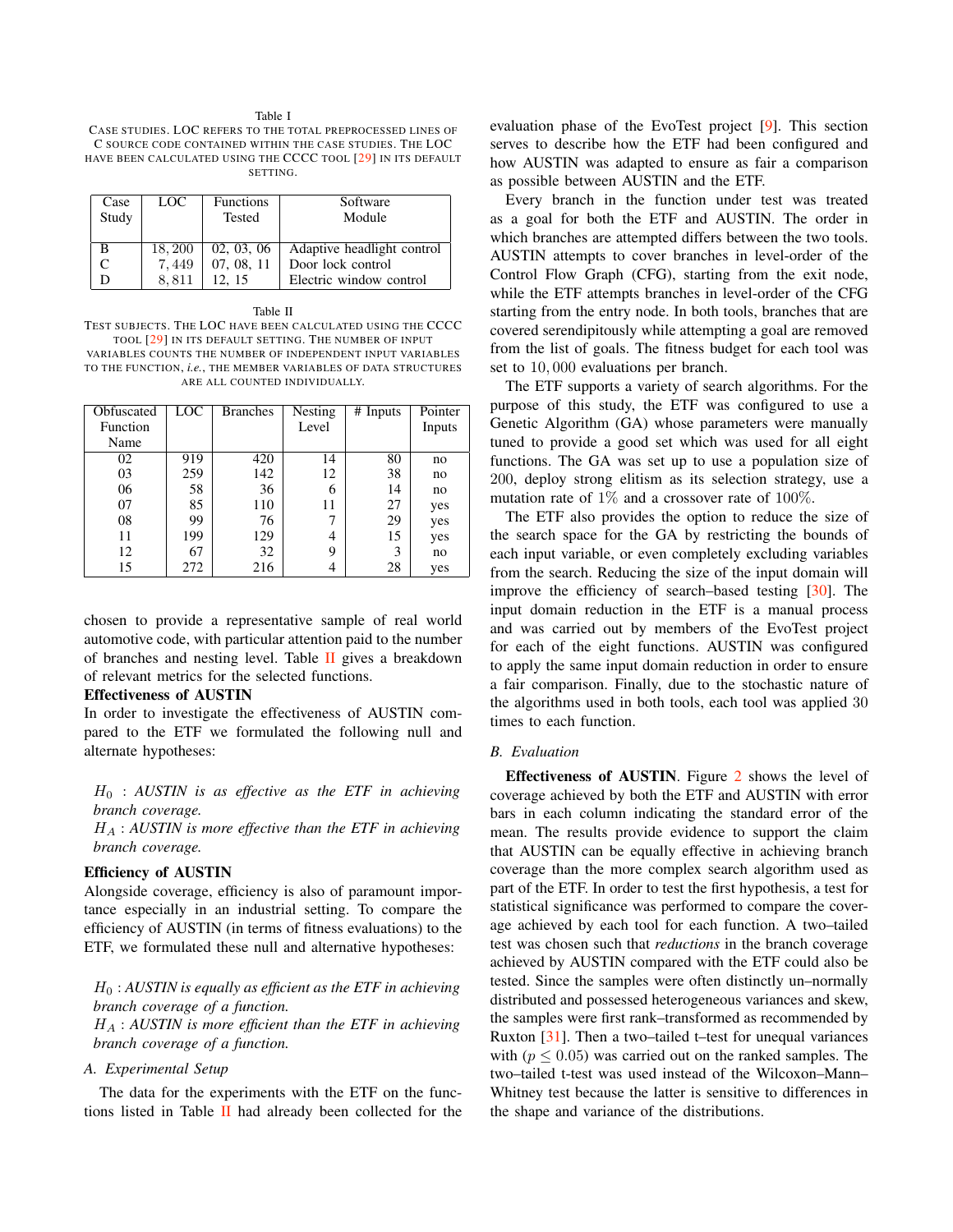Table I

CASE STUDIES. LOC REFERS TO THE TOTAL PREPROCESSED LINES OF C SOURCE CODE CONTAINED WITHIN THE CASE STUDIES. THE LOC HAVE BEEN CALCULATED USING THE CCCC TOOL [29] IN ITS DEFAULT SETTING.

| Case Study | LOC | Functions Tested | Software Module |
|---|---|---|---|
| B | 18,200 | 02, 03, 06 | Adaptive headlight control |
| C | 7,449 | 07, 08, 11 | Door lock control |
| D | 8,811 | 12, 15 | Electric window control |

Table II

TEST SUBJECTS. THE LOC HAVE BEEN CALCULATED USING THE CCCC TOOL [29] IN ITS DEFAULT SETTING. THE NUMBER OF INPUT VARIABLES COUNTS THE NUMBER OF INDEPENDENT INPUT VARIABLES TO THE FUNCTION, *i.e.*, THE MEMBER VARIABLES OF DATA STRUCTURES ARE ALL COUNTED INDIVIDUALLY.

| Obfuscated Function Name | LOC | Branches | Nesting Level | # Inputs | Pointer Inputs |
|---|---|---|---|---|---|
| 02 | 919 | 420 | 14 | 80 | no |
| 03 | 259 | 142 | 12 | 38 | no |
| 06 | 58 | 36 | 6 | 14 | no |
| 07 | 85 | 110 | 11 | 27 | yes |
| 08 | 99 | 76 | 7 | 29 | yes |
| 11 | 199 | 129 | 4 | 15 | yes |
| 12 | 67 | 32 | 9 | 3 | no |
| 15 | 272 | 216 | 4 | 28 | yes |

chosen to provide a representative sample of real world automotive code, with particular attention paid to the number of branches and nesting level. Table II gives a breakdown of relevant metrics for the selected functions.

**Effectiveness of AUSTIN**

In order to investigate the effectiveness of AUSTIN compared to the ETF we formulated the following null and alternate hypotheses:

$H_0$ : *AUSTIN is as effective as the ETF in achieving branch coverage.*

$H_A$ : *AUSTIN is more effective than the ETF in achieving branch coverage.*

**Efficiency of AUSTIN**

Alongside coverage, efficiency is also of paramount importance especially in an industrial setting. To compare the efficiency of AUSTIN (in terms of fitness evaluations) to the ETF, we formulated these null and alternative hypotheses:

$H_0$ : *AUSTIN is equally as efficient as the ETF in achieving branch coverage of a function.*

$H_A$ : *AUSTIN is more efficient than the ETF in achieving branch coverage of a function.*

### A. Experimental Setup

The data for the experiments with the ETF on the functions listed in Table II had already been collected for the evaluation phase of the EvoTest project [9]. This section serves to describe how the ETF had been configured and how AUSTIN was adapted to ensure as fair a comparison as possible between AUSTIN and the ETF.

Every branch in the function under test was treated as a goal for both the ETF and AUSTIN. The order in which branches are attempted differs between the two tools. AUSTIN attempts to cover branches in level-order of the Control Flow Graph (CFG), starting from the exit node, while the ETF attempts branches in level-order of the CFG starting from the entry node. In both tools, branches that are covered serendipitously while attempting a goal are removed from the list of goals. The fitness budget for each tool was set to $10,000$ evaluations per branch.

The ETF supports a variety of search algorithms. For the purpose of this study, the ETF was configured to use a Genetic Algorithm (GA) whose parameters were manually tuned to provide a good set which was used for all eight functions. The GA was set up to use a population size of $200$, deploy strong elitism as its selection strategy, use a mutation rate of $1\%$ and a crossover rate of $100\%$.

The ETF also provides the option to reduce the size of the search space for the GA by restricting the bounds of each input variable, or even completely excluding variables from the search. Reducing the size of the input domain will improve the efficiency of search–based testing [30]. The input domain reduction in the ETF is a manual process and was carried out by members of the EvoTest project for each of the eight functions. AUSTIN was configured to apply the same input domain reduction in order to ensure a fair comparison. Finally, due to the stochastic nature of the algorithms used in both tools, each tool was applied 30 times to each function.

### B. Evaluation

**Effectiveness of AUSTIN**. Figure 2 shows the level of coverage achieved by both the ETF and AUSTIN with error bars in each column indicating the standard error of the mean. The results provide evidence to support the claim that AUSTIN can be equally effective in achieving branch coverage than the more complex search algorithm used as part of the ETF. In order to test the first hypothesis, a test for statistical significance was performed to compare the coverage achieved by each tool for each function. A two–tailed test was chosen such that *reductions* in the branch coverage achieved by AUSTIN compared with the ETF could also be tested. Since the samples were often distinctly un–normally distributed and possessed heterogeneous variances and skew, the samples were first rank–transformed as recommended by Ruxton [31]. Then a two–tailed t–test for unequal variances with ($p \leq 0.05$) was carried out on the ranked samples. The two–tailed t-test was used instead of the Wilcoxon–Mann–Whitney test because the latter is sensitive to differences in the shape and variance of the distributions.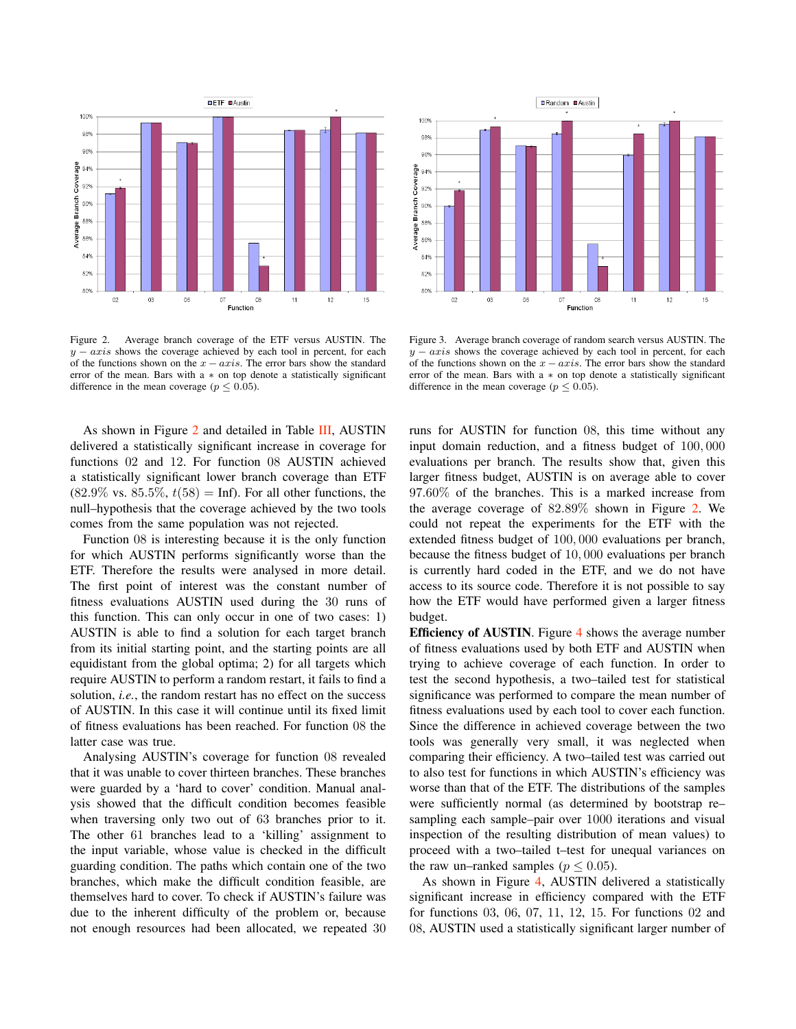Figure 2. Average branch coverage of the ETF versus AUSTIN. The $y-axis$ shows the coverage achieved by each tool in percent, for each of the functions shown on the $x-axis$. The error bars show the standard error of the mean. Bars with a $*$ on top denote a statistically significant difference in the mean coverage ($p \leq 0.05$).

Figure 3. Average branch coverage of random search versus AUSTIN. The $y-axis$ shows the coverage achieved by each tool in percent, for each of the functions shown on the $x-axis$. The error bars show the standard error of the mean. Bars with a $*$ on top denote a statistically significant difference in the mean coverage ($p \leq 0.05$).

As shown in Figure 2 and detailed in Table III, AUSTIN delivered a statistically significant increase in coverage for functions 02 and 12. For function 08 AUSTIN achieved a statistically significant lower branch coverage than ETF (82.9% vs. 85.5%, $t(58) = \text{Inf}$). For all other functions, the null–hypothesis that the coverage achieved by the two tools comes from the same population was not rejected.

Function 08 is interesting because it is the only function for which AUSTIN performs significantly worse than the ETF. Therefore the results were analysed in more detail. The first point of interest was the constant number of fitness evaluations AUSTIN used during the 30 runs of this function. This can only occur in one of two cases: 1) AUSTIN is able to find a solution for each target branch from its initial starting point, and the starting points are all equidistant from the global optima; 2) for all targets which require AUSTIN to perform a random restart, it fails to find a solution, *i.e.*, the random restart has no effect on the success of AUSTIN. In this case it will continue until its fixed limit of fitness evaluations has been reached. For function 08 the latter case was true.

Analysing AUSTIN's coverage for function 08 revealed that it was unable to cover thirteen branches. These branches were guarded by a 'hard to cover' condition. Manual analysis showed that the difficult condition becomes feasible when traversing only two out of 63 branches prior to it. The other 61 branches lead to a 'killing' assignment to the input variable, whose value is checked in the difficult guarding condition. The paths which contain one of the two branches, which make the difficult condition feasible, are themselves hard to cover. To check if AUSTIN's failure was due to the inherent difficulty of the problem or, because not enough resources had been allocated, we repeated 30 runs for AUSTIN for function 08, this time without any input domain reduction, and a fitness budget of $100,000$ evaluations per branch. The results show that, given this larger fitness budget, AUSTIN is on average able to cover 97.60% of the branches. This is a marked increase from the average coverage of 82.89% shown in Figure 2. We could not repeat the experiments for the ETF with the extended fitness budget of $100,000$ evaluations per branch, because the fitness budget of $10,000$ evaluations per branch is currently hard coded in the ETF, and we do not have access to its source code. Therefore it is not possible to say how the ETF would have performed given a larger fitness budget.

**Efficiency of AUSTIN**. Figure 4 shows the average number of fitness evaluations used by both ETF and AUSTIN when trying to achieve coverage of each function. In order to test the second hypothesis, a two–tailed test for statistical significance was performed to compare the mean number of fitness evaluations used by each tool to cover each function. Since the difference in achieved coverage between the two tools was generally very small, it was neglected when comparing their efficiency. A two–tailed test was carried out to also test for functions in which AUSTIN's efficiency was worse than that of the ETF. The distributions of the samples were sufficiently normal (as determined by bootstrap re–sampling each sample–pair over 1000 iterations and visual inspection of the resulting distribution of mean values) to proceed with a two–tailed t–test for unequal variances on the raw un–ranked samples ($p \leq 0.05$).

As shown in Figure 4, AUSTIN delivered a statistically significant increase in efficiency compared with the ETF for functions 03, 06, 07, 11, 12, 15. For functions 02 and 08, AUSTIN used a statistically significant larger number of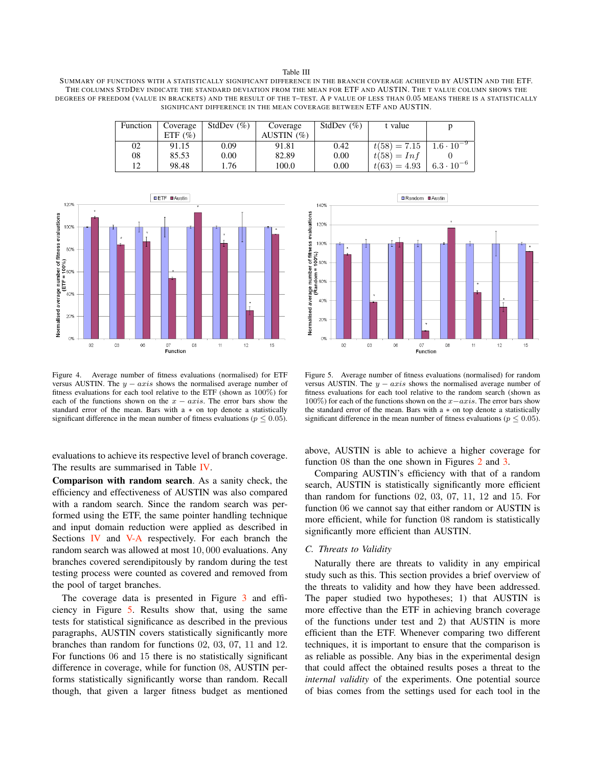Table III

SUMMARY OF FUNCTIONS WITH A STATISTICALLY SIGNIFICANT DIFFERENCE IN THE BRANCH COVERAGE ACHIEVED BY AUSTIN AND THE ETF. THE COLUMNS STDDEV INDICATE THE STANDARD DEVIATION FROM THE MEAN FOR ETF AND AUSTIN. THE T VALUE COLUMN SHOWS THE DEGREES OF FREEDOM (VALUE IN BRACKETS) AND THE RESULT OF THE T–TEST. A P VALUE OF LESS THAN 0.05 MEANS THERE IS A STATISTICALLY SIGNIFICANT DIFFERENCE IN THE MEAN COVERAGE BETWEEN ETF AND AUSTIN.

| Function | Coverage ETF (%) | StdDev (%) | Coverage AUSTIN (%) | StdDev (%) | t value | p |
|---|---|---|---|---|---|---|
| 02 | 91.15 | 0.09 | 91.81 | 0.42 | $t(58) = 7.15$ | $1.6 \cdot 10^{-9}$ |
| 08 | 85.53 | 0.00 | 82.89 | 0.00 | $t(58) = Inf$ | 0 |
| 12 | 98.48 | 1.76 | 100.0 | 0.00 | $t(63) = 4.93$ | $6.3 \cdot 10^{-6}$ |

Figure 4. Average number of fitness evaluations (normalised) for ETF versus AUSTIN. The $y-axis$ shows the normalised average number of fitness evaluations for each tool relative to the ETF (shown as 100%) for each of the functions shown on the $x-axis$. The error bars show the standard error of the mean. Bars with a $*$ on top denote a statistically significant difference in the mean number of fitness evaluations ($p \leq 0.05$).

Figure 5. Average number of fitness evaluations (normalised) for random versus AUSTIN. The $y-axis$ shows the normalised average number of fitness evaluations for each tool relative to the random search (shown as 100%) for each of the functions shown on the $x-axis$. The error bars show the standard error of the mean. Bars with a $*$ on top denote a statistically significant difference in the mean number of fitness evaluations ($p \leq 0.05$).

evaluations to achieve its respective level of branch coverage. The results are summarised in Table IV.

**Comparison with random search**. As a sanity check, the efficiency and effectiveness of AUSTIN was also compared with a random search. Since the random search was performed using the ETF, the same pointer handling technique and input domain reduction were applied as described in Sections IV and V-A respectively. For each branch the random search was allowed at most 10,000 evaluations. Any branches covered serendipitously by random during the test testing process were counted as covered and removed from the pool of target branches.

The coverage data is presented in Figure 3 and efficiency in Figure 5. Results show that, using the same tests for statistical significance as described in the previous paragraphs, AUSTIN covers statistically significantly more branches than random for functions 02, 03, 07, 11 and 12. For functions 06 and 15 there is no statistically significant difference in coverage, while for function 08, AUSTIN performs statistically significantly worse than random. Recall though, that given a larger fitness budget as mentioned above, AUSTIN is able to achieve a higher coverage for function 08 than the one shown in Figures 2 and 3.

Comparing AUSTIN's efficiency with that of a random search, AUSTIN is statistically significantly more efficient than random for functions 02, 03, 07, 11, 12 and 15. For function 06 we cannot say that either random or AUSTIN is more efficient, while for function 08 random is statistically significantly more efficient than AUSTIN.

### C. Threats to Validity

Naturally there are threats to validity in any empirical study such as this. This section provides a brief overview of the threats to validity and how they have been addressed. The paper studied two hypotheses; 1) that AUSTIN is more effective than the ETF in achieving branch coverage of the functions under test and 2) that AUSTIN is more efficient than the ETF. Whenever comparing two different techniques, it is important to ensure that the comparison is as reliable as possible. Any bias in the experimental design that could affect the obtained results poses a threat to the *internal validity* of the experiments. One potential source of bias comes from the settings used for each tool in the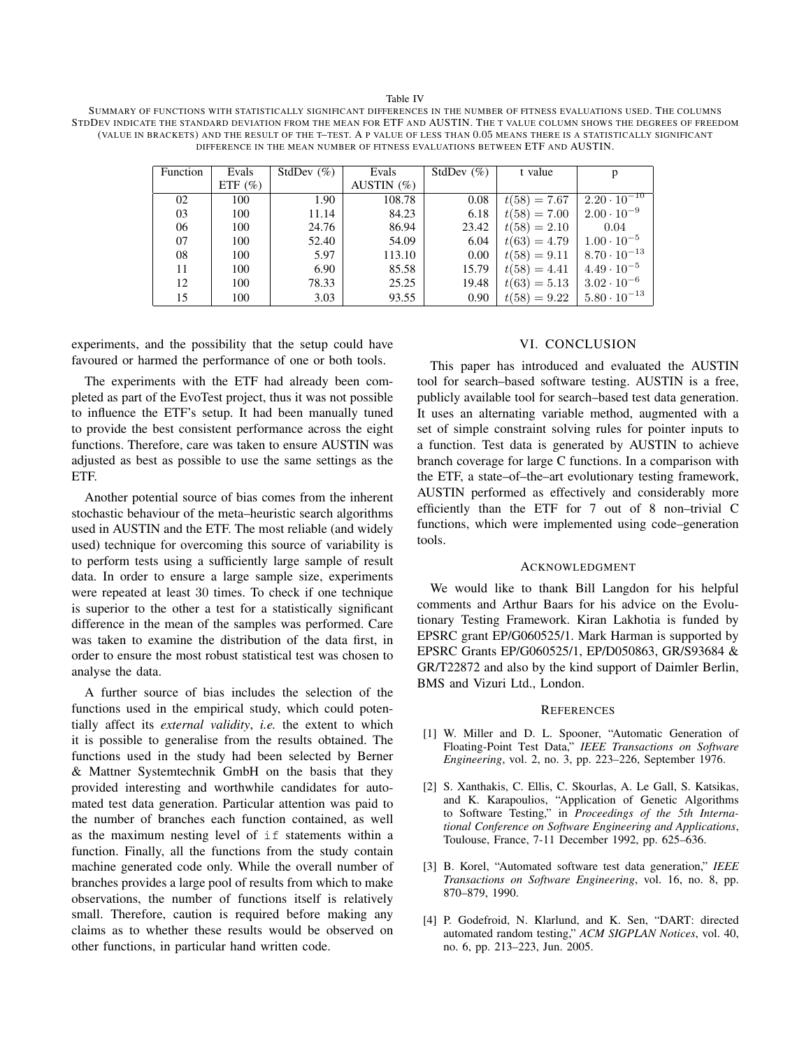Table IV

SUMMARY OF FUNCTIONS WITH STATISTICALLY SIGNIFICANT DIFFERENCES IN THE NUMBER OF FITNESS EVALUATIONS USED. THE COLUMNS STDDEV INDICATE THE STANDARD DEVIATION FROM THE MEAN FOR ETF AND AUSTIN. THE T VALUE COLUMN SHOWS THE DEGREES OF FREEDOM (VALUE IN BRACKETS) AND THE RESULT OF THE T–TEST. A P VALUE OF LESS THAN 0.05 MEANS THERE IS A STATISTICALLY SIGNIFICANT DIFFERENCE IN THE MEAN NUMBER OF FITNESS EVALUATIONS BETWEEN ETF AND AUSTIN.

| Function | Evals ETF (%) | StdDev (%) | Evals AUSTIN (%) | StdDev (%) | t value | p |
|---|---|---|---|---|---|---|
| 02 | 100 | 1.90 | 108.78 | 0.08 | $t(58) = 7.67$ | $2.20 \cdot 10^{-10}$ |
| 03 | 100 | 11.14 | 84.23 | 6.18 | $t(58) = 7.00$ | $2.00 \cdot 10^{-9}$ |
| 06 | 100 | 24.76 | 86.94 | 23.42 | $t(58) = 2.10$ | 0.04 |
| 07 | 100 | 52.40 | 54.09 | 6.04 | $t(63) = 4.79$ | $1.00 \cdot 10^{-5}$ |
| 08 | 100 | 5.97 | 113.10 | 0.00 | $t(58) = 9.11$ | $8.70 \cdot 10^{-13}$ |
| 11 | 100 | 6.90 | 85.58 | 15.79 | $t(58) = 4.41$ | $4.49 \cdot 10^{-5}$ |
| 12 | 100 | 78.33 | 25.25 | 19.48 | $t(63) = 5.13$ | $3.02 \cdot 10^{-6}$ |
| 15 | 100 | 3.03 | 93.55 | 0.90 | $t(58) = 9.22$ | $5.80 \cdot 10^{-13}$ |

experiments, and the possibility that the setup could have favoured or harmed the performance of one or both tools.

The experiments with the ETF had already been completed as part of the EvoTest project, thus it was not possible to influence the ETF's setup. It had been manually tuned to provide the best consistent performance across the eight functions. Therefore, care was taken to ensure AUSTIN was adjusted as best as possible to use the same settings as the ETF.

Another potential source of bias comes from the inherent stochastic behaviour of the meta–heuristic search algorithms used in AUSTIN and the ETF. The most reliable (and widely used) technique for overcoming this source of variability is to perform tests using a sufficiently large sample of result data. In order to ensure a large sample size, experiments were repeated at least 30 times. To check if one technique is superior to the other a test for a statistically significant difference in the mean of the samples was performed. Care was taken to examine the distribution of the data first, in order to ensure the most robust statistical test was chosen to analyse the data.

A further source of bias includes the selection of the functions used in the empirical study, which could potentially affect its *external validity*, *i.e.* the extent to which it is possible to generalise from the results obtained. The functions used in the study had been selected by Berner & Mattner Systemtechnik GmbH on the basis that they provided interesting and worthwhile candidates for automated test data generation. Particular attention was paid to the number of branches each function contained, as well as the maximum nesting level of `if` statements within a function. Finally, all the functions from the study contain machine generated code only. While the overall number of branches provides a large pool of results from which to make observations, the number of functions itself is relatively small. Therefore, caution is required before making any claims as to whether these results would be observed on other functions, in particular hand written code.

## VI. CONCLUSION

This paper has introduced and evaluated the AUSTIN tool for search–based software testing. AUSTIN is a free, publicly available tool for search–based test data generation. It uses an alternating variable method, augmented with a set of simple constraint solving rules for pointer inputs to a function. Test data is generated by AUSTIN to achieve branch coverage for large C functions. In a comparison with the ETF, a state–of–the–art evolutionary testing framework, AUSTIN performed as effectively and considerably more efficiently than the ETF for 7 out of 8 non–trivial C functions, which were implemented using code–generation tools.

### ACKNOWLEDGMENT

We would like to thank Bill Langdon for his helpful comments and Arthur Baars for his advice on the Evolutionary Testing Framework. Kiran Lakhotia is funded by EPSRC grant EP/G060525/1. Mark Harman is supported by EPSRC Grants EP/G060525/1, EP/D050863, GR/S93684 & GR/T22872 and also by the kind support of Daimler Berlin, BMS and Vizuri Ltd., London.

### REFERENCES

[1] W. Miller and D. L. Spooner, "Automatic Generation of Floating-Point Test Data," *IEEE Transactions on Software Engineering*, vol. 2, no. 3, pp. 223–226, September 1976.

[2] S. Xanthakis, C. Ellis, C. Skourlas, A. Le Gall, S. Katsikas, and K. Karapoulios, "Application of Genetic Algorithms to Software Testing," in *Proceedings of the 5th International Conference on Software Engineering and Applications*, Toulouse, France, 7-11 December 1992, pp. 625–636.

[3] B. Korel, "Automated software test data generation," *IEEE Transactions on Software Engineering*, vol. 16, no. 8, pp. 870–879, 1990.

[4] P. Godefroid, N. Klarlund, and K. Sen, "DART: directed automated random testing," *ACM SIGPLAN Notices*, vol. 40, no. 6, pp. 213–223, Jun. 2005.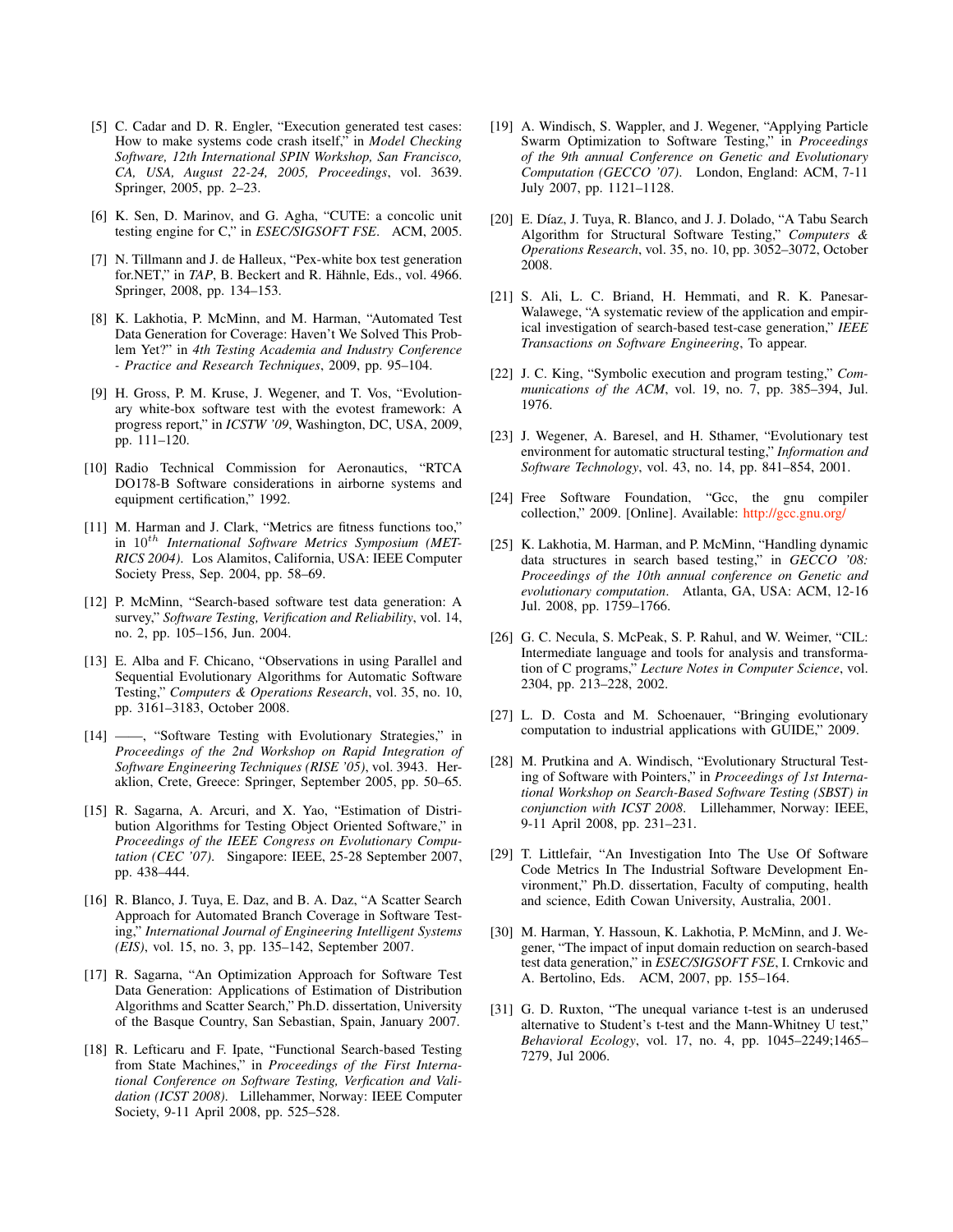[5] C. Cadar and D. R. Engler, "Execution generated test cases: How to make systems code crash itself," in *Model Checking Software, 12th International SPIN Workshop, San Francisco, CA, USA, August 22-24, 2005, Proceedings*, vol. 3639. Springer, 2005, pp. 2–23.

[6] K. Sen, D. Marinov, and G. Agha, "CUTE: a concolic unit testing engine for C," in *ESEC/SIGSOFT FSE*. ACM, 2005.

[7] N. Tillmann and J. de Halleux, "Pex-white box test generation for.NET," in *TAP*, B. Beckert and R. Hähnle, Eds., vol. 4966. Springer, 2008, pp. 134–153.

[8] K. Lakhotia, P. McMinn, and M. Harman, "Automated Test Data Generation for Coverage: Haven't We Solved This Problem Yet?" in *4th Testing Academia and Industry Conference - Practice and Research Techniques*, 2009, pp. 95–104.

[9] H. Gross, P. M. Kruse, J. Wegener, and T. Vos, "Evolutionary white-box software test with the evotest framework: A progress report," in *ICSTW '09*, Washington, DC, USA, 2009, pp. 111–120.

[10] Radio Technical Commission for Aeronautics, "RTCA DO178-B Software considerations in airborne systems and equipment certification," 1992.

[11] M. Harman and J. Clark, "Metrics are fitness functions too," in $10^{th}$ *International Software Metrics Symposium (METRICS 2004)*. Los Alamitos, California, USA: IEEE Computer Society Press, Sep. 2004, pp. 58–69.

[12] P. McMinn, "Search-based software test data generation: A survey," *Software Testing, Verification and Reliability*, vol. 14, no. 2, pp. 105–156, Jun. 2004.

[13] E. Alba and F. Chicano, "Observations in using Parallel and Sequential Evolutionary Algorithms for Automatic Software Testing," *Computers & Operations Research*, vol. 35, no. 10, pp. 3161–3183, October 2008.

[14] ——, "Software Testing with Evolutionary Strategies," in *Proceedings of the 2nd Workshop on Rapid Integration of Software Engineering Techniques (RISE '05)*, vol. 3943. Heraklion, Crete, Greece: Springer, September 2005, pp. 50–65.

[15] R. Sagarna, A. Arcuri, and X. Yao, "Estimation of Distribution Algorithms for Testing Object Oriented Software," in *Proceedings of the IEEE Congress on Evolutionary Computation (CEC '07)*. Singapore: IEEE, 25-28 September 2007, pp. 438–444.

[16] R. Blanco, J. Tuya, E. Daz, and B. A. Daz, "A Scatter Search Approach for Automated Branch Coverage in Software Testing," *International Journal of Engineering Intelligent Systems (EIS)*, vol. 15, no. 3, pp. 135–142, September 2007.

[17] R. Sagarna, "An Optimization Approach for Software Test Data Generation: Applications of Estimation of Distribution Algorithms and Scatter Search," Ph.D. dissertation, University of the Basque Country, San Sebastian, Spain, January 2007.

[18] R. Lefticaru and F. Ipate, "Functional Search-based Testing from State Machines," in *Proceedings of the First International Conference on Software Testing, Verfication and Validation (ICST 2008)*. Lillehammer, Norway: IEEE Computer Society, 9-11 April 2008, pp. 525–528.

[19] A. Windisch, S. Wappler, and J. Wegener, "Applying Particle Swarm Optimization to Software Testing," in *Proceedings of the 9th annual Conference on Genetic and Evolutionary Computation (GECCO '07)*. London, England: ACM, 7-11 July 2007, pp. 1121–1128.

[20] E. Díaz, J. Tuya, R. Blanco, and J. J. Dolado, "A Tabu Search Algorithm for Structural Software Testing," *Computers & Operations Research*, vol. 35, no. 10, pp. 3052–3072, October 2008.

[21] S. Ali, L. C. Briand, H. Hemmati, and R. K. Panesar-Walawege, "A systematic review of the application and empirical investigation of search-based test-case generation," *IEEE Transactions on Software Engineering*, To appear.

[22] J. C. King, "Symbolic execution and program testing," *Communications of the ACM*, vol. 19, no. 7, pp. 385–394, Jul. 1976.

[23] J. Wegener, A. Baresel, and H. Sthamer, "Evolutionary test environment for automatic structural testing," *Information and Software Technology*, vol. 43, no. 14, pp. 841–854, 2001.

[24] Free Software Foundation, "Gcc, the gnu compiler collection," 2009. [Online]. Available: http://gcc.gnu.org/

[25] K. Lakhotia, M. Harman, and P. McMinn, "Handling dynamic data structures in search based testing," in *GECCO '08: Proceedings of the 10th annual conference on Genetic and evolutionary computation*. Atlanta, GA, USA: ACM, 12-16 Jul. 2008, pp. 1759–1766.

[26] G. C. Necula, S. McPeak, S. P. Rahul, and W. Weimer, "CIL: Intermediate language and tools for analysis and transformation of C programs," *Lecture Notes in Computer Science*, vol. 2304, pp. 213–228, 2002.

[27] L. D. Costa and M. Schoenauer, "Bringing evolutionary computation to industrial applications with GUIDE," 2009.

[28] M. Prutkina and A. Windisch, "Evolutionary Structural Testing of Software with Pointers," in *Proceedings of 1st International Workshop on Search-Based Software Testing (SBST) in conjunction with ICST 2008*. Lillehammer, Norway: IEEE, 9-11 April 2008, pp. 231–231.

[29] T. Littlefair, "An Investigation Into The Use Of Software Code Metrics In The Industrial Software Development Environment," Ph.D. dissertation, Faculty of computing, health and science, Edith Cowan University, Australia, 2001.

[30] M. Harman, Y. Hassoun, K. Lakhotia, P. McMinn, and J. Wegener, "The impact of input domain reduction on search-based test data generation," in *ESEC/SIGSOFT FSE*, I. Crnkovic and A. Bertolino, Eds. ACM, 2007, pp. 155–164.

[31] G. D. Ruxton, "The unequal variance t-test is an underused alternative to Student's t-test and the Mann-Whitney U test," *Behavioral Ecology*, vol. 17, no. 4, pp. 1045–2249;1465–7279, Jul 2006.